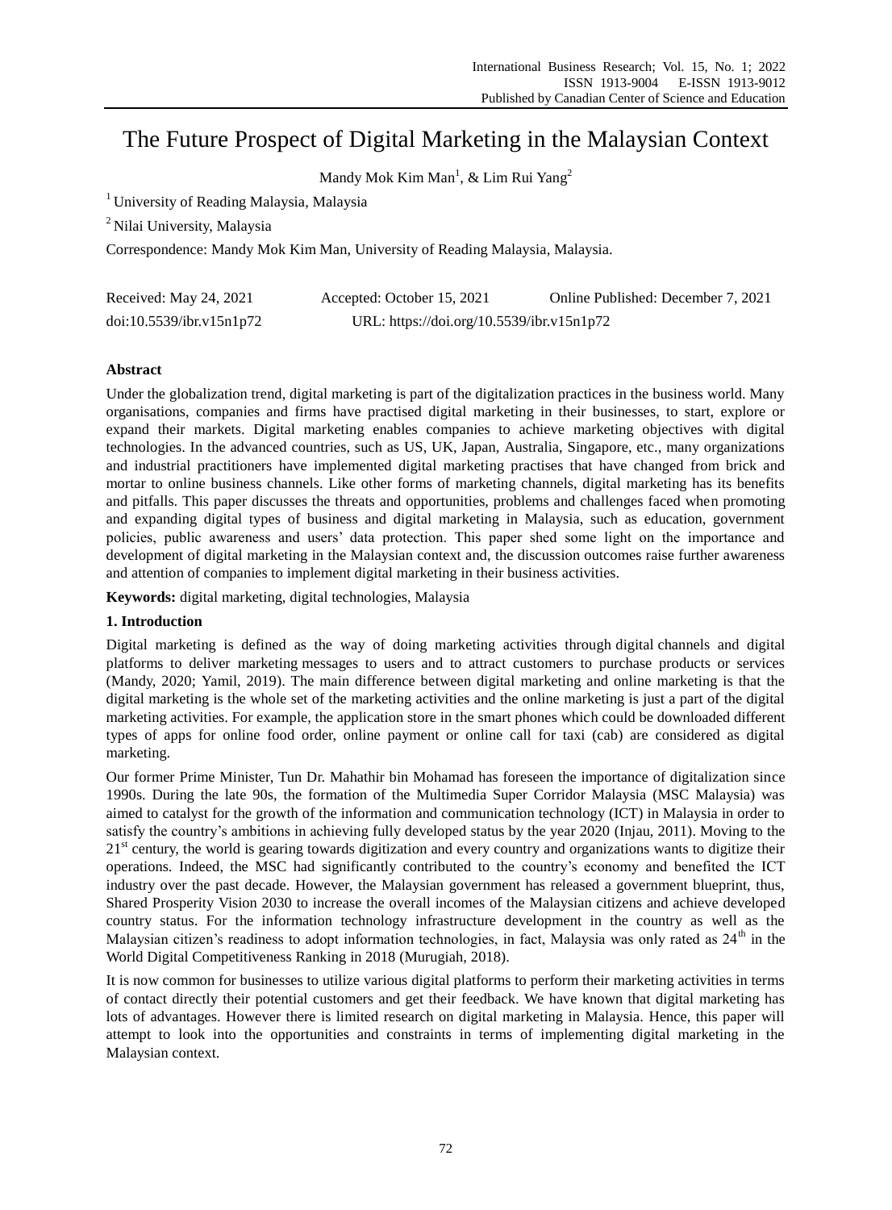# The Future Prospect of Digital Marketing in the Malaysian Context

Mandy Mok Kim Man[1], & Lim Rui Yang[2]

[1] University of Reading Malaysia, Malaysia

[2] Nilai University, Malaysia

Correspondence: Mandy Mok Kim Man, University of Reading Malaysia, Malaysia.

Received: May 24, 2021 Accepted: October 15, 2021 Online Published: December 7, 2021

doi:10.5539/ibr.v15n1p72 URL: https://doi.org/10.5539/ibr.v15n1p72

## Abstract

Under the globalization trend, digital marketing is part of the digitalization practices in the business world. Many organisations, companies and firms have practised digital marketing in their businesses, to start, explore or expand their markets. Digital marketing enables companies to achieve marketing objectives with digital technologies. In the advanced countries, such as US, UK, Japan, Australia, Singapore, etc., many organizations and industrial practitioners have implemented digital marketing practises that have changed from brick and mortar to online business channels. Like other forms of marketing channels, digital marketing has its benefits and pitfalls. This paper discusses the threats and opportunities, problems and challenges faced when promoting and expanding digital types of business and digital marketing in Malaysia, such as education, government policies, public awareness and users' data protection. This paper shed some light on the importance and development of digital marketing in the Malaysian context and, the discussion outcomes raise further awareness and attention of companies to implement digital marketing in their business activities.

**Keywords:** digital marketing, digital technologies, Malaysia

## 1. Introduction

Digital marketing is defined as the way of doing marketing activities through digital channels and digital platforms to deliver marketing messages to users and to attract customers to purchase products or services (Mandy, 2020; Yamil, 2019). The main difference between digital marketing and online marketing is that the digital marketing is the whole set of the marketing activities and the online marketing is just a part of the digital marketing activities. For example, the application store in the smart phones which could be downloaded different types of apps for online food order, online payment or online call for taxi (cab) are considered as digital marketing.

Our former Prime Minister, Tun Dr. Mahathir bin Mohamad has foreseen the importance of digitalization since 1990s. During the late 90s, the formation of the Multimedia Super Corridor Malaysia (MSC Malaysia) was aimed to catalyst for the growth of the information and communication technology (ICT) in Malaysia in order to satisfy the country's ambitions in achieving fully developed status by the year 2020 (Injau, 2011). Moving to the 21st century, the world is gearing towards digitization and every country and organizations wants to digitize their operations. Indeed, the MSC had significantly contributed to the country's economy and benefited the ICT industry over the past decade. However, the Malaysian government has released a government blueprint, thus, Shared Prosperity Vision 2030 to increase the overall incomes of the Malaysian citizens and achieve developed country status. For the information technology infrastructure development in the country as well as the Malaysian citizen's readiness to adopt information technologies, in fact, Malaysia was only rated as 24th in the World Digital Competitiveness Ranking in 2018 (Murugiah, 2018).

It is now common for businesses to utilize various digital platforms to perform their marketing activities in terms of contact directly their potential customers and get their feedback. We have known that digital marketing has lots of advantages. However there is limited research on digital marketing in Malaysia. Hence, this paper will attempt to look into the opportunities and constraints in terms of implementing digital marketing in the Malaysian context.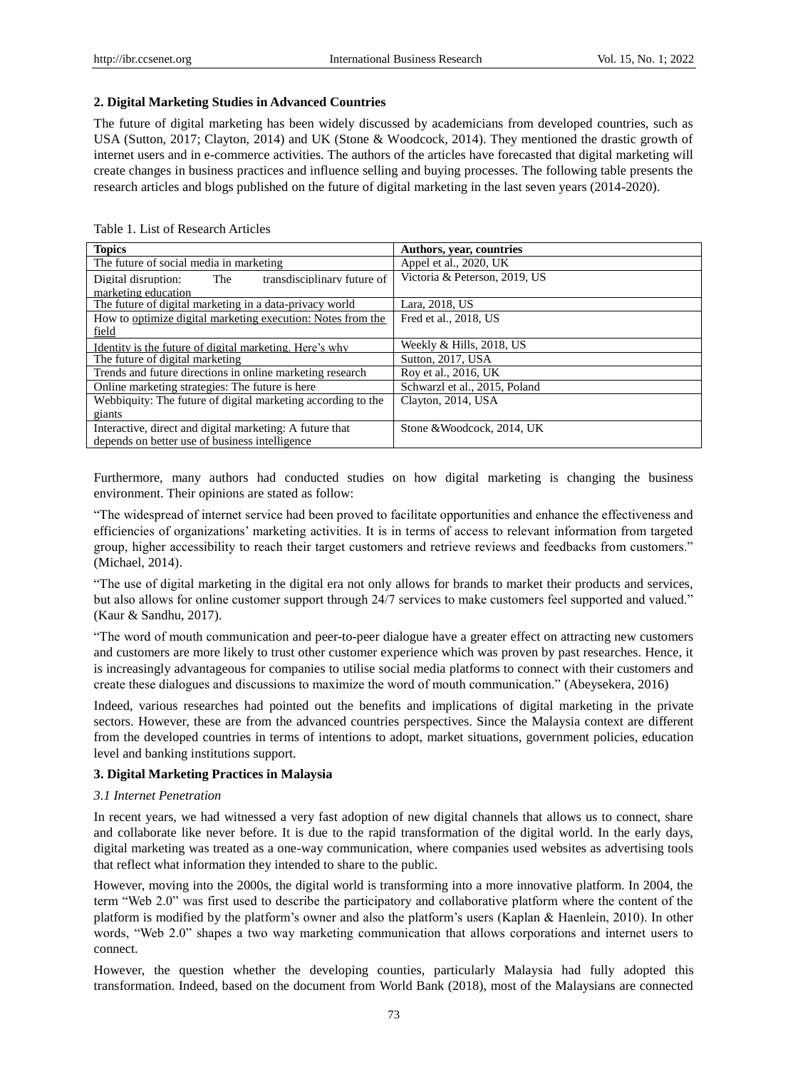## 2. Digital Marketing Studies in Advanced Countries

The future of digital marketing has been widely discussed by academicians from developed countries, such as USA (Sutton, 2017; Clayton, 2014) and UK (Stone & Woodcock, 2014). They mentioned the drastic growth of internet users and in e-commerce activities. The authors of the articles have forecasted that digital marketing will create changes in business practices and influence selling and buying processes. The following table presents the research articles and blogs published on the future of digital marketing in the last seven years (2014-2020).

Table 1. List of Research Articles

| Topics | Authors, year, countries |
|---|---|
| The future of social media in marketing | Appel et al., 2020, UK |
| Digital disruption: The transdisciplinary future of marketing education | Victoria & Peterson, 2019, US |
| The future of digital marketing in a data-privacy world | Lara, 2018, US |
| How to optimize digital marketing execution: Notes from the field | Fred et al., 2018, US |
| Identity is the future of digital marketing. Here's why | Weekly & Hills, 2018, US |
| The future of digital marketing | Sutton, 2017, USA |
| Trends and future directions in online marketing research | Roy et al., 2016, UK |
| Online marketing strategies: The future is here | Schwarzl et al., 2015, Poland |
| Webbiquity: The future of digital marketing according to the giants | Clayton, 2014, USA |
| Interactive, direct and digital marketing: A future that depends on better use of business intelligence | Stone &Woodcock, 2014, UK |

Furthermore, many authors had conducted studies on how digital marketing is changing the business environment. Their opinions are stated as follow:

"The widespread of internet service had been proved to facilitate opportunities and enhance the effectiveness and efficiencies of organizations' marketing activities. It is in terms of access to relevant information from targeted group, higher accessibility to reach their target customers and retrieve reviews and feedbacks from customers." (Michael, 2014).

"The use of digital marketing in the digital era not only allows for brands to market their products and services, but also allows for online customer support through 24/7 services to make customers feel supported and valued." (Kaur & Sandhu, 2017).

"The word of mouth communication and peer-to-peer dialogue have a greater effect on attracting new customers and customers are more likely to trust other customer experience which was proven by past researches. Hence, it is increasingly advantageous for companies to utilise social media platforms to connect with their customers and create these dialogues and discussions to maximize the word of mouth communication." (Abeysekera, 2016)

Indeed, various researches had pointed out the benefits and implications of digital marketing in the private sectors. However, these are from the advanced countries perspectives. Since the Malaysia context are different from the developed countries in terms of intentions to adopt, market situations, government policies, education level and banking institutions support.

## 3. Digital Marketing Practices in Malaysia

### *3.1 Internet Penetration*

In recent years, we had witnessed a very fast adoption of new digital channels that allows us to connect, share and collaborate like never before. It is due to the rapid transformation of the digital world. In the early days, digital marketing was treated as a one-way communication, where companies used websites as advertising tools that reflect what information they intended to share to the public.

However, moving into the 2000s, the digital world is transforming into a more innovative platform. In 2004, the term "Web 2.0" was first used to describe the participatory and collaborative platform where the content of the platform is modified by the platform's owner and also the platform's users (Kaplan & Haenlein, 2010). In other words, "Web 2.0" shapes a two way marketing communication that allows corporations and internet users to connect.

However, the question whether the developing counties, particularly Malaysia had fully adopted this transformation. Indeed, based on the document from World Bank (2018), most of the Malaysians are connected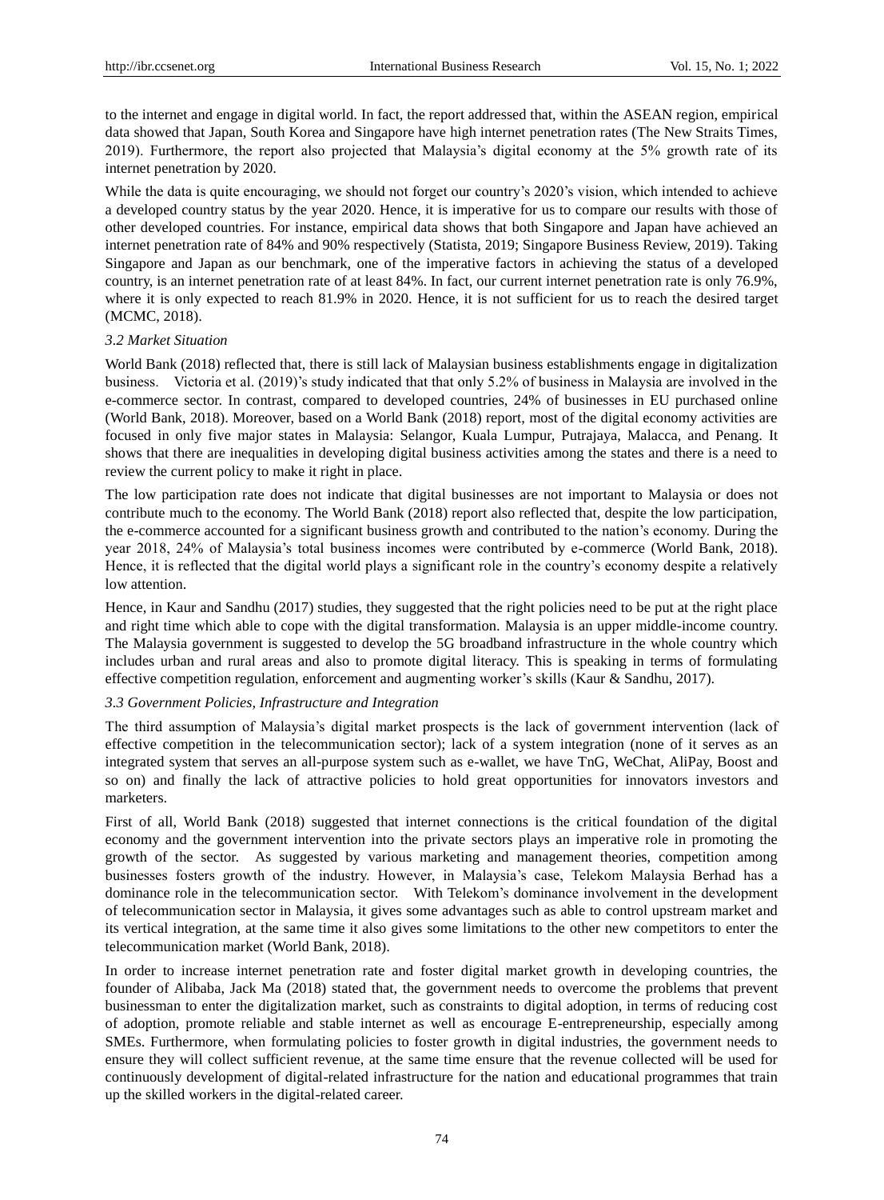to the internet and engage in digital world. In fact, the report addressed that, within the ASEAN region, empirical data showed that Japan, South Korea and Singapore have high internet penetration rates (The New Straits Times, 2019). Furthermore, the report also projected that Malaysia's digital economy at the 5% growth rate of its internet penetration by 2020.

While the data is quite encouraging, we should not forget our country's 2020's vision, which intended to achieve a developed country status by the year 2020. Hence, it is imperative for us to compare our results with those of other developed countries. For instance, empirical data shows that both Singapore and Japan have achieved an internet penetration rate of 84% and 90% respectively (Statista, 2019; Singapore Business Review, 2019). Taking Singapore and Japan as our benchmark, one of the imperative factors in achieving the status of a developed country, is an internet penetration rate of at least 84%. In fact, our current internet penetration rate is only 76.9%, where it is only expected to reach 81.9% in 2020. Hence, it is not sufficient for us to reach the desired target (MCMC, 2018).

### *3.2 Market Situation*

World Bank (2018) reflected that, there is still lack of Malaysian business establishments engage in digitalization business. Victoria et al. (2019)'s study indicated that that only 5.2% of business in Malaysia are involved in the e-commerce sector. In contrast, compared to developed countries, 24% of businesses in EU purchased online (World Bank, 2018). Moreover, based on a World Bank (2018) report, most of the digital economy activities are focused in only five major states in Malaysia: Selangor, Kuala Lumpur, Putrajaya, Malacca, and Penang. It shows that there are inequalities in developing digital business activities among the states and there is a need to review the current policy to make it right in place.

The low participation rate does not indicate that digital businesses are not important to Malaysia or does not contribute much to the economy. The World Bank (2018) report also reflected that, despite the low participation, the e-commerce accounted for a significant business growth and contributed to the nation's economy. During the year 2018, 24% of Malaysia's total business incomes were contributed by e-commerce (World Bank, 2018). Hence, it is reflected that the digital world plays a significant role in the country's economy despite a relatively low attention.

Hence, in Kaur and Sandhu (2017) studies, they suggested that the right policies need to be put at the right place and right time which able to cope with the digital transformation. Malaysia is an upper middle-income country. The Malaysia government is suggested to develop the 5G broadband infrastructure in the whole country which includes urban and rural areas and also to promote digital literacy. This is speaking in terms of formulating effective competition regulation, enforcement and augmenting worker's skills (Kaur & Sandhu, 2017).

### *3.3 Government Policies, Infrastructure and Integration*

The third assumption of Malaysia's digital market prospects is the lack of government intervention (lack of effective competition in the telecommunication sector); lack of a system integration (none of it serves as an integrated system that serves an all-purpose system such as e-wallet, we have TnG, WeChat, AliPay, Boost and so on) and finally the lack of attractive policies to hold great opportunities for innovators investors and marketers.

First of all, World Bank (2018) suggested that internet connections is the critical foundation of the digital economy and the government intervention into the private sectors plays an imperative role in promoting the growth of the sector. As suggested by various marketing and management theories, competition among businesses fosters growth of the industry. However, in Malaysia's case, Telekom Malaysia Berhad has a dominance role in the telecommunication sector. With Telekom's dominance involvement in the development of telecommunication sector in Malaysia, it gives some advantages such as able to control upstream market and its vertical integration, at the same time it also gives some limitations to the other new competitors to enter the telecommunication market (World Bank, 2018).

In order to increase internet penetration rate and foster digital market growth in developing countries, the founder of Alibaba, Jack Ma (2018) stated that, the government needs to overcome the problems that prevent businessman to enter the digitalization market, such as constraints to digital adoption, in terms of reducing cost of adoption, promote reliable and stable internet as well as encourage E-entrepreneurship, especially among SMEs. Furthermore, when formulating policies to foster growth in digital industries, the government needs to ensure they will collect sufficient revenue, at the same time ensure that the revenue collected will be used for continuously development of digital-related infrastructure for the nation and educational programmes that train up the skilled workers in the digital-related career.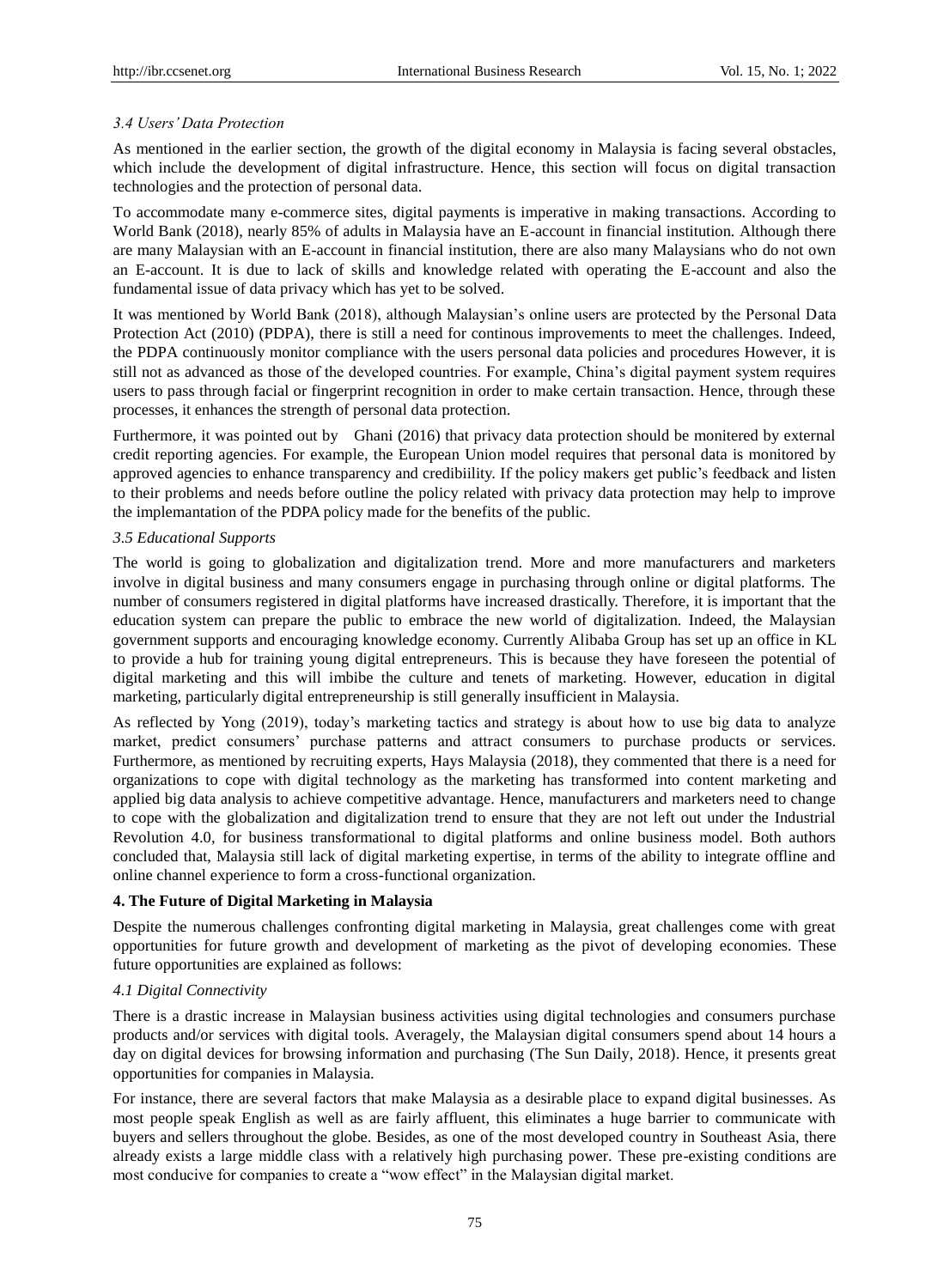### *3.4 Users' Data Protection*

As mentioned in the earlier section, the growth of the digital economy in Malaysia is facing several obstacles, which include the development of digital infrastructure. Hence, this section will focus on digital transaction technologies and the protection of personal data.

To accommodate many e-commerce sites, digital payments is imperative in making transactions. According to World Bank (2018), nearly 85% of adults in Malaysia have an E-account in financial institution. Although there are many Malaysian with an E-account in financial institution, there are also many Malaysians who do not own an E-account. It is due to lack of skills and knowledge related with operating the E-account and also the fundamental issue of data privacy which has yet to be solved.

It was mentioned by World Bank (2018), although Malaysian's online users are protected by the Personal Data Protection Act (2010) (PDPA), there is still a need for continous improvements to meet the challenges. Indeed, the PDPA continuously monitor compliance with the users personal data policies and procedures However, it is still not as advanced as those of the developed countries. For example, China's digital payment system requires users to pass through facial or fingerprint recognition in order to make certain transaction. Hence, through these processes, it enhances the strength of personal data protection.

Furthermore, it was pointed out by Ghani (2016) that privacy data protection should be monitered by external credit reporting agencies. For example, the European Union model requires that personal data is monitored by approved agencies to enhance transparency and credibiility. If the policy makers get public's feedback and listen to their problems and needs before outline the policy related with privacy data protection may help to improve the implemantation of the PDPA policy made for the benefits of the public.

### *3.5 Educational Supports*

The world is going to globalization and digitalization trend. More and more manufacturers and marketers involve in digital business and many consumers engage in purchasing through online or digital platforms. The number of consumers registered in digital platforms have increased drastically. Therefore, it is important that the education system can prepare the public to embrace the new world of digitalization. Indeed, the Malaysian government supports and encouraging knowledge economy. Currently Alibaba Group has set up an office in KL to provide a hub for training young digital entrepreneurs. This is because they have foreseen the potential of digital marketing and this will imbibe the culture and tenets of marketing. However, education in digital marketing, particularly digital entrepreneurship is still generally insufficient in Malaysia.

As reflected by Yong (2019), today's marketing tactics and strategy is about how to use big data to analyze market, predict consumers' purchase patterns and attract consumers to purchase products or services. Furthermore, as mentioned by recruiting experts, Hays Malaysia (2018), they commented that there is a need for organizations to cope with digital technology as the marketing has transformed into content marketing and applied big data analysis to achieve competitive advantage. Hence, manufacturers and marketers need to change to cope with the globalization and digitalization trend to ensure that they are not left out under the Industrial Revolution 4.0, for business transformational to digital platforms and online business model. Both authors concluded that, Malaysia still lack of digital marketing expertise, in terms of the ability to integrate offline and online channel experience to form a cross-functional organization.

## **4. The Future of Digital Marketing in Malaysia**

Despite the numerous challenges confronting digital marketing in Malaysia, great challenges come with great opportunities for future growth and development of marketing as the pivot of developing economies. These future opportunities are explained as follows:

### *4.1 Digital Connectivity*

There is a drastic increase in Malaysian business activities using digital technologies and consumers purchase products and/or services with digital tools. Averagely, the Malaysian digital consumers spend about 14 hours a day on digital devices for browsing information and purchasing (The Sun Daily, 2018). Hence, it presents great opportunities for companies in Malaysia.

For instance, there are several factors that make Malaysia as a desirable place to expand digital businesses. As most people speak English as well as are fairly affluent, this eliminates a huge barrier to communicate with buyers and sellers throughout the globe. Besides, as one of the most developed country in Southeast Asia, there already exists a large middle class with a relatively high purchasing power. These pre-existing conditions are most conducive for companies to create a "wow effect" in the Malaysian digital market.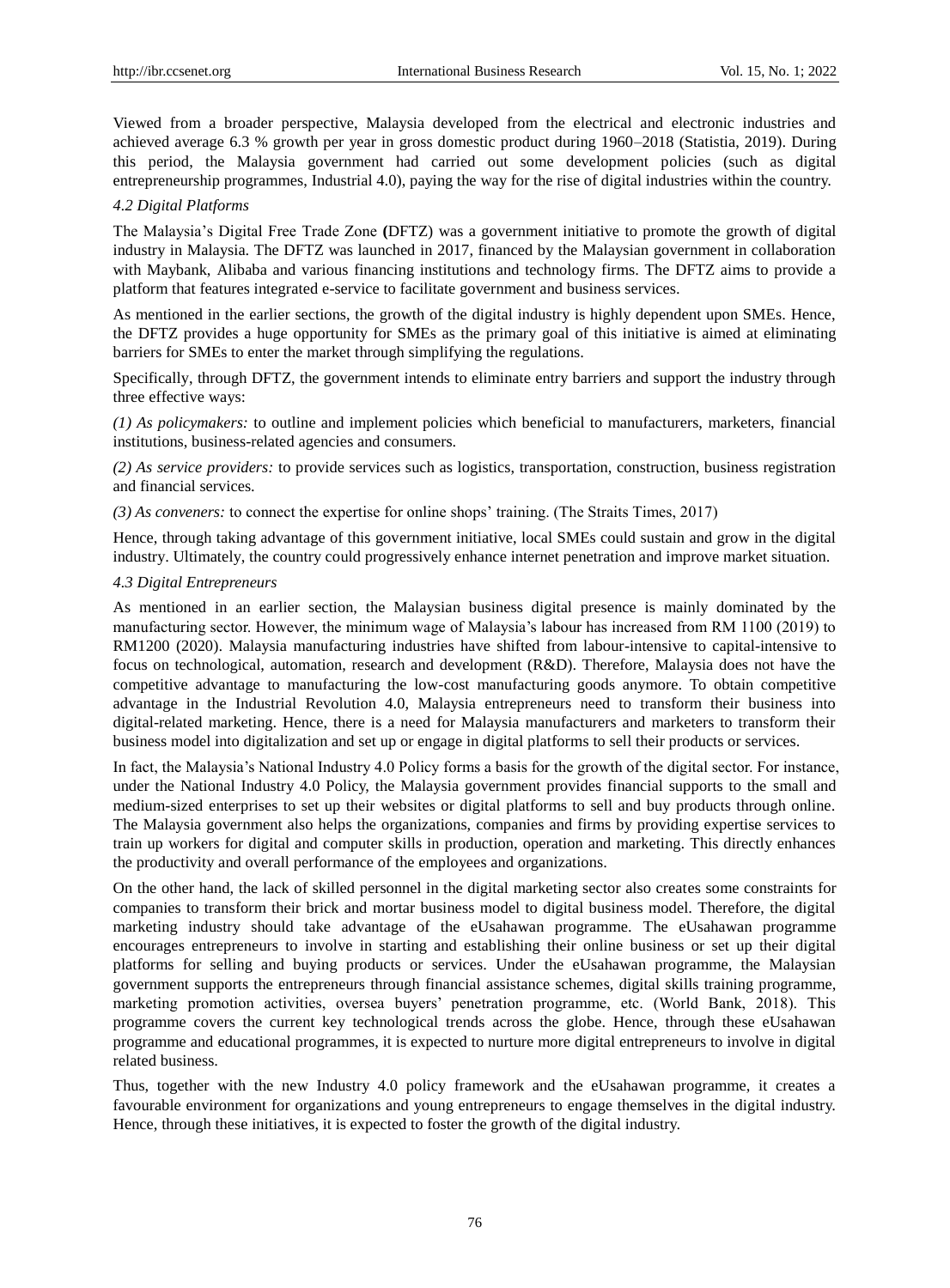Viewed from a broader perspective, Malaysia developed from the electrical and electronic industries and achieved average 6.3 % growth per year in gross domestic product during 1960–2018 (Statistia, 2019). During this period, the Malaysia government had carried out some development policies (such as digital entrepreneurship programmes, Industrial 4.0), paving the way for the rise of digital industries within the country.

*4.2 Digital Platforms*

The Malaysia's Digital Free Trade Zone **(**DFTZ) was a government initiative to promote the growth of digital industry in Malaysia. The DFTZ was launched in 2017, financed by the Malaysian government in collaboration with Maybank, Alibaba and various financing institutions and technology firms. The DFTZ aims to provide a platform that features integrated e-service to facilitate government and business services.

As mentioned in the earlier sections, the growth of the digital industry is highly dependent upon SMEs. Hence, the DFTZ provides a huge opportunity for SMEs as the primary goal of this initiative is aimed at eliminating barriers for SMEs to enter the market through simplifying the regulations.

Specifically, through DFTZ, the government intends to eliminate entry barriers and support the industry through three effective ways:

*(1) As policymakers:* to outline and implement policies which beneficial to manufacturers, marketers, financial institutions, business-related agencies and consumers.

*(2) As service providers:* to provide services such as logistics, transportation, construction, business registration and financial services.

*(3) As conveners:* to connect the expertise for online shops' training. (The Straits Times, 2017)

Hence, through taking advantage of this government initiative, local SMEs could sustain and grow in the digital industry. Ultimately, the country could progressively enhance internet penetration and improve market situation.

*4.3 Digital Entrepreneurs*

As mentioned in an earlier section, the Malaysian business digital presence is mainly dominated by the manufacturing sector. However, the minimum wage of Malaysia's labour has increased from RM 1100 (2019) to RM1200 (2020). Malaysia manufacturing industries have shifted from labour-intensive to capital-intensive to focus on technological, automation, research and development (R&D). Therefore, Malaysia does not have the competitive advantage to manufacturing the low-cost manufacturing goods anymore. To obtain competitive advantage in the Industrial Revolution 4.0, Malaysia entrepreneurs need to transform their business into digital-related marketing. Hence, there is a need for Malaysia manufacturers and marketers to transform their business model into digitalization and set up or engage in digital platforms to sell their products or services.

In fact, the Malaysia's National Industry 4.0 Policy forms a basis for the growth of the digital sector. For instance, under the National Industry 4.0 Policy, the Malaysia government provides financial supports to the small and medium-sized enterprises to set up their websites or digital platforms to sell and buy products through online. The Malaysia government also helps the organizations, companies and firms by providing expertise services to train up workers for digital and computer skills in production, operation and marketing. This directly enhances the productivity and overall performance of the employees and organizations.

On the other hand, the lack of skilled personnel in the digital marketing sector also creates some constraints for companies to transform their brick and mortar business model to digital business model. Therefore, the digital marketing industry should take advantage of the eUsahawan programme. The eUsahawan programme encourages entrepreneurs to involve in starting and establishing their online business or set up their digital platforms for selling and buying products or services. Under the eUsahawan programme, the Malaysian government supports the entrepreneurs through financial assistance schemes, digital skills training programme, marketing promotion activities, oversea buyers' penetration programme, etc. (World Bank, 2018). This programme covers the current key technological trends across the globe. Hence, through these eUsahawan programme and educational programmes, it is expected to nurture more digital entrepreneurs to involve in digital related business.

Thus, together with the new Industry 4.0 policy framework and the eUsahawan programme, it creates a favourable environment for organizations and young entrepreneurs to engage themselves in the digital industry. Hence, through these initiatives, it is expected to foster the growth of the digital industry.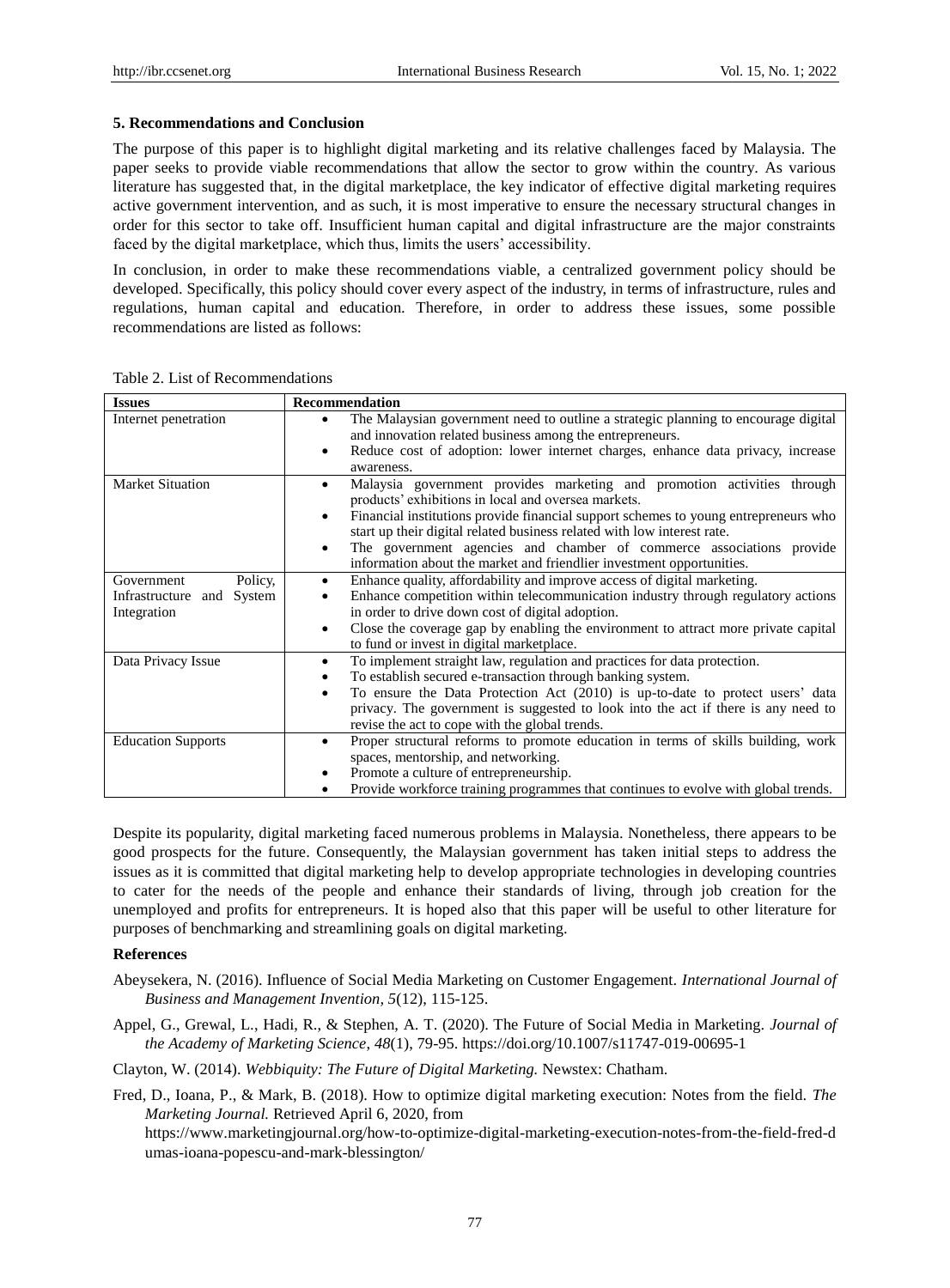## 5. Recommendations and Conclusion

The purpose of this paper is to highlight digital marketing and its relative challenges faced by Malaysia. The paper seeks to provide viable recommendations that allow the sector to grow within the country. As various literature has suggested that, in the digital marketplace, the key indicator of effective digital marketing requires active government intervention, and as such, it is most imperative to ensure the necessary structural changes in order for this sector to take off. Insufficient human capital and digital infrastructure are the major constraints faced by the digital marketplace, which thus, limits the users' accessibility.

In conclusion, in order to make these recommendations viable, a centralized government policy should be developed. Specifically, this policy should cover every aspect of the industry, in terms of infrastructure, rules and regulations, human capital and education. Therefore, in order to address these issues, some possible recommendations are listed as follows:

Table 2. List of Recommendations

| Issues | Recommendation |
|---|---|
| Internet penetration | • The Malaysian government need to outline a strategic planning to encourage digital and innovation related business among the entrepreneurs.<br>• Reduce cost of adoption: lower internet charges, enhance data privacy, increase awareness. |
| Market Situation | • Malaysia government provides marketing and promotion activities through products' exhibitions in local and oversea markets.<br>• Financial institutions provide financial support schemes to young entrepreneurs who start up their digital related business related with low interest rate.<br>• The government agencies and chamber of commerce associations provide information about the market and friendlier investment opportunities. |
| Government Policy, Infrastructure and System Integration | • Enhance quality, affordability and improve access of digital marketing.<br>• Enhance competition within telecommunication industry through regulatory actions in order to drive down cost of digital adoption.<br>• Close the coverage gap by enabling the environment to attract more private capital to fund or invest in digital marketplace. |
| Data Privacy Issue | • To implement straight law, regulation and practices for data protection.<br>• To establish secured e-transaction through banking system.<br>• To ensure the Data Protection Act (2010) is up-to-date to protect users' data privacy. The government is suggested to look into the act if there is any need to revise the act to cope with the global trends. |
| Education Supports | • Proper structural reforms to promote education in terms of skills building, work spaces, mentorship, and networking.<br>• Promote a culture of entrepreneurship.<br>• Provide workforce training programmes that continues to evolve with global trends. |

Despite its popularity, digital marketing faced numerous problems in Malaysia. Nonetheless, there appears to be good prospects for the future. Consequently, the Malaysian government has taken initial steps to address the issues as it is committed that digital marketing help to develop appropriate technologies in developing countries to cater for the needs of the people and enhance their standards of living, through job creation for the unemployed and profits for entrepreneurs. It is hoped also that this paper will be useful to other literature for purposes of benchmarking and streamlining goals on digital marketing.

## References

Abeysekera, N. (2016). Influence of Social Media Marketing on Customer Engagement. *International Journal of Business and Management Invention, 5*(12), 115-125.

Appel, G., Grewal, L., Hadi, R., & Stephen, A. T. (2020). The Future of Social Media in Marketing. *Journal of the Academy of Marketing Science, 48*(1), 79-95. https://doi.org/10.1007/s11747-019-00695-1

Clayton, W. (2014). *Webbiquity: The Future of Digital Marketing.* Newstex: Chatham.

Fred, D., Ioana, P., & Mark, B. (2018). How to optimize digital marketing execution: Notes from the field. *The Marketing Journal.* Retrieved April 6, 2020, from https://www.marketingjournal.org/how-to-optimize-digital-marketing-execution-notes-from-the-field-fred-dumas-ioana-popescu-and-mark-blessington/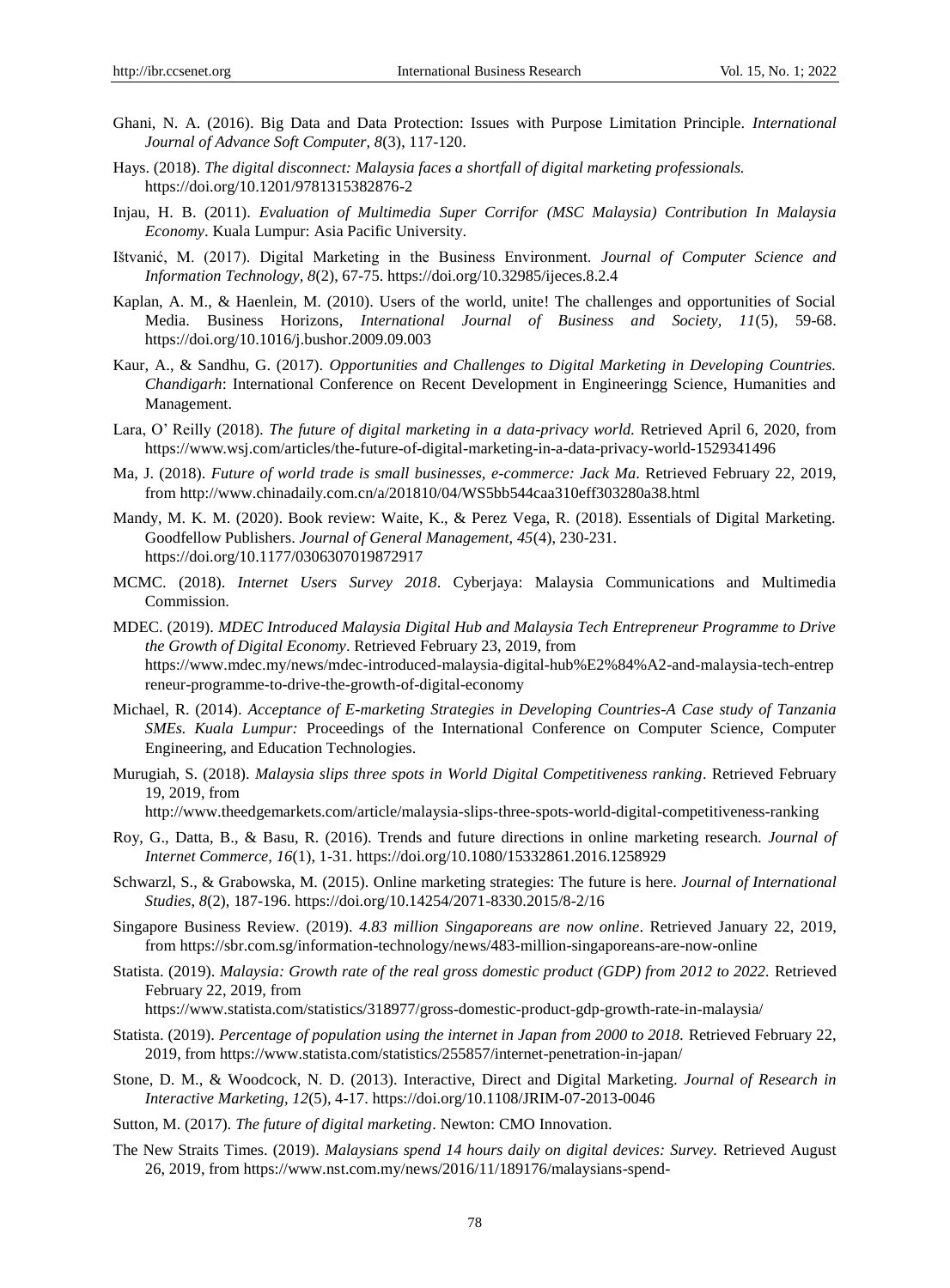Ghani, N. A. (2016). Big Data and Data Protection: Issues with Purpose Limitation Principle. *International Journal of Advance Soft Computer, 8*(3), 117-120.

Hays. (2018). *The digital disconnect: Malaysia faces a shortfall of digital marketing professionals.* https://doi.org/10.1201/9781315382876-2

Injau, H. B. (2011). *Evaluation of Multimedia Super Corrifor (MSC Malaysia) Contribution In Malaysia Economy*. Kuala Lumpur: Asia Pacific University.

Ištvanić, M. (2017). Digital Marketing in the Business Environment. *Journal of Computer Science and Information Technology, 8*(2), 67-75. https://doi.org/10.32985/ijeces.8.2.4

Kaplan, A. M., & Haenlein, M. (2010). Users of the world, unite! The challenges and opportunities of Social Media. Business Horizons, *International Journal of Business and Society, 11*(5), 59-68. https://doi.org/10.1016/j.bushor.2009.09.003

Kaur, A., & Sandhu, G. (2017). *Opportunities and Challenges to Digital Marketing in Developing Countries. Chandigarh*: International Conference on Recent Development in Engineeringg Science, Humanities and Management.

Lara, O' Reilly (2018). *The future of digital marketing in a data-privacy world.* Retrieved April 6, 2020, from https://www.wsj.com/articles/the-future-of-digital-marketing-in-a-data-privacy-world-1529341496

Ma, J. (2018). *Future of world trade is small businesses, e-commerce: Jack Ma*. Retrieved February 22, 2019, from http://www.chinadaily.com.cn/a/201810/04/WS5bb544caa310eff303280a38.html

Mandy, M. K. M. (2020). Book review: Waite, K., & Perez Vega, R. (2018). Essentials of Digital Marketing. Goodfellow Publishers. *Journal of General Management, 45*(4), 230-231. https://doi.org/10.1177/0306307019872917

MCMC. (2018). *Internet Users Survey 2018*. Cyberjaya: Malaysia Communications and Multimedia Commission.

MDEC. (2019). *MDEC Introduced Malaysia Digital Hub and Malaysia Tech Entrepreneur Programme to Drive the Growth of Digital Economy*. Retrieved February 23, 2019, from https://www.mdec.my/news/mdec-introduced-malaysia-digital-hub%E2%84%A2-and-malaysia-tech-entrepreneur-programme-to-drive-the-growth-of-digital-economy

Michael, R. (2014). *Acceptance of E-marketing Strategies in Developing Countries-A Case study of Tanzania SMEs. Kuala Lumpur:* Proceedings of the International Conference on Computer Science, Computer Engineering, and Education Technologies.

Murugiah, S. (2018). *Malaysia slips three spots in World Digital Competitiveness ranking*. Retrieved February 19, 2019, from http://www.theedgemarkets.com/article/malaysia-slips-three-spots-world-digital-competitiveness-ranking

Roy, G., Datta, B., & Basu, R. (2016). Trends and future directions in online marketing research. *Journal of Internet Commerce, 16*(1), 1-31. https://doi.org/10.1080/15332861.2016.1258929

Schwarzl, S., & Grabowska, M. (2015). Online marketing strategies: The future is here. *Journal of International Studies, 8*(2), 187-196. https://doi.org/10.14254/2071-8330.2015/8-2/16

Singapore Business Review. (2019). *4.83 million Singaporeans are now online*. Retrieved January 22, 2019, from https://sbr.com.sg/information-technology/news/483-million-singaporeans-are-now-online

Statista. (2019). *Malaysia: Growth rate of the real gross domestic product (GDP) from 2012 to 2022.* Retrieved February 22, 2019, from https://www.statista.com/statistics/318977/gross-domestic-product-gdp-growth-rate-in-malaysia/

Statista. (2019). *Percentage of population using the internet in Japan from 2000 to 2018.* Retrieved February 22, 2019, from https://www.statista.com/statistics/255857/internet-penetration-in-japan/

Stone, D. M., & Woodcock, N. D. (2013). Interactive, Direct and Digital Marketing. *Journal of Research in Interactive Marketing, 12*(5), 4-17. https://doi.org/10.1108/JRIM-07-2013-0046

Sutton, M. (2017). *The future of digital marketing*. Newton: CMO Innovation.

The New Straits Times. (2019). *Malaysians spend 14 hours daily on digital devices: Survey.* Retrieved August 26, 2019, from https://www.nst.com.my/news/2016/11/189176/malaysians-spend-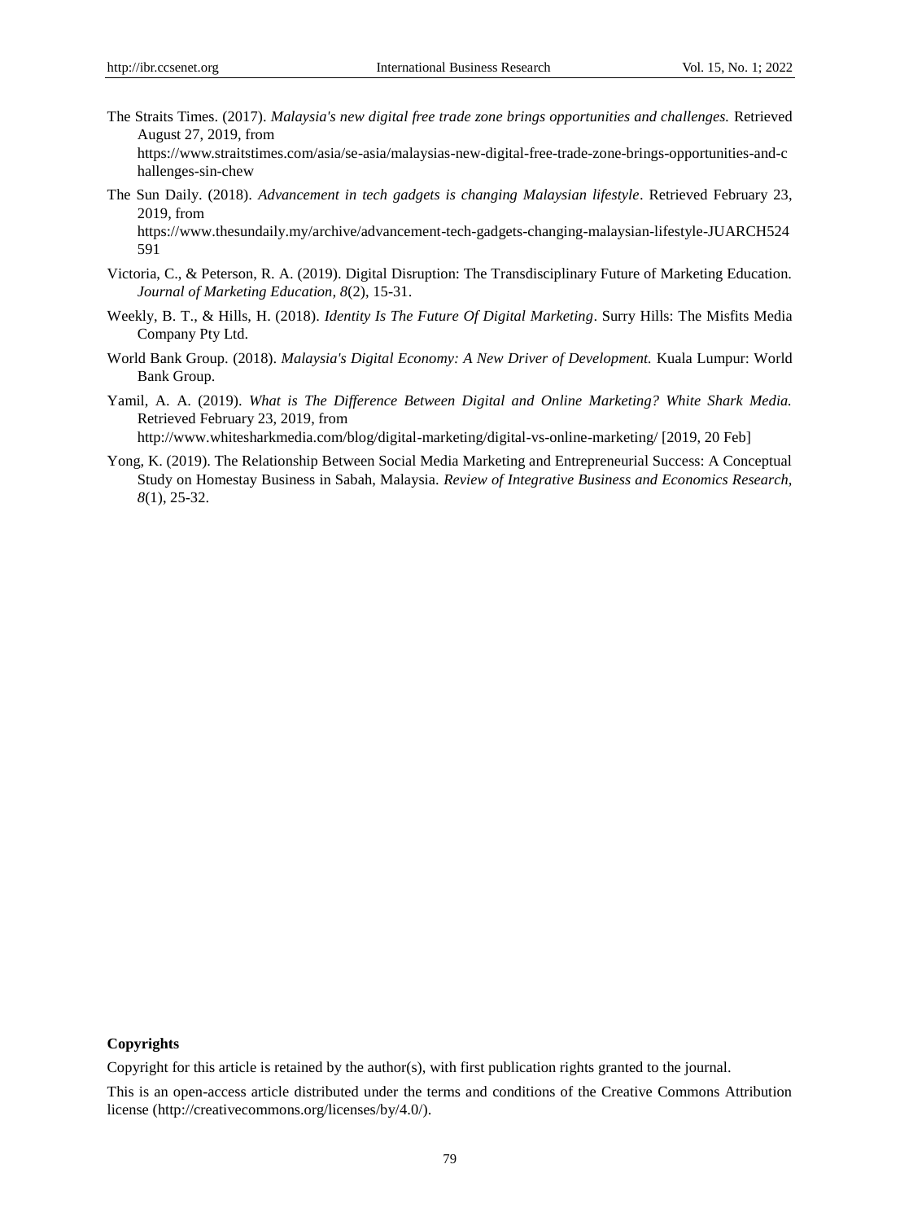The Straits Times. (2017). *Malaysia's new digital free trade zone brings opportunities and challenges.* Retrieved August 27, 2019, from https://www.straitstimes.com/asia/se-asia/malaysias-new-digital-free-trade-zone-brings-opportunities-and-challenges-sin-chew

The Sun Daily. (2018). *Advancement in tech gadgets is changing Malaysian lifestyle*. Retrieved February 23, 2019, from https://www.thesundaily.my/archive/advancement-tech-gadgets-changing-malaysian-lifestyle-JUARCH524591

Victoria, C., & Peterson, R. A. (2019). Digital Disruption: The Transdisciplinary Future of Marketing Education. *Journal of Marketing Education, 8*(2), 15-31.

Weekly, B. T., & Hills, H. (2018). *Identity Is The Future Of Digital Marketing*. Surry Hills: The Misfits Media Company Pty Ltd.

World Bank Group. (2018). *Malaysia's Digital Economy: A New Driver of Development.* Kuala Lumpur: World Bank Group.

Yamil, A. A. (2019). *What is The Difference Between Digital and Online Marketing? White Shark Media.* Retrieved February 23, 2019, from http://www.whitesharkmedia.com/blog/digital-marketing/digital-vs-online-marketing/ [2019, 20 Feb]

Yong, K. (2019). The Relationship Between Social Media Marketing and Entrepreneurial Success: A Conceptual Study on Homestay Business in Sabah, Malaysia. *Review of Integrative Business and Economics Research, 8*(1), 25-32.

**Copyrights**

Copyright for this article is retained by the author(s), with first publication rights granted to the journal.

This is an open-access article distributed under the terms and conditions of the Creative Commons Attribution license (http://creativecommons.org/licenses/by/4.0/).